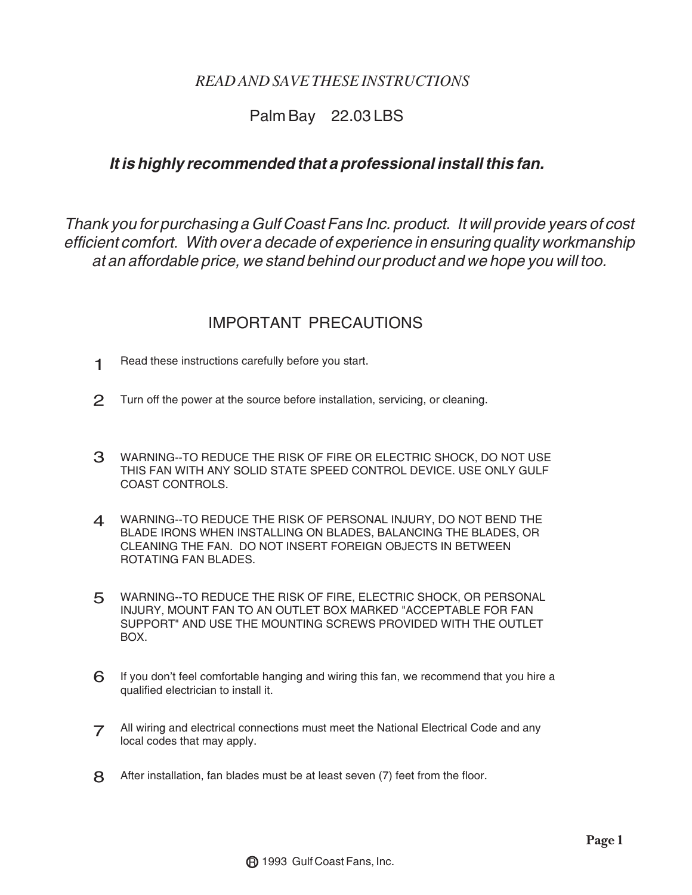*READ AND SAVE THESE INSTRUCTIONS*

Palm Bay 22.03 LBS

***It is highly recommended that a professional install this fan.***

*Thank you for purchasing a Gulf Coast Fans Inc. product. It will provide years of cost efficient comfort. With over a decade of experience in ensuring quality workmanship at an affordable price, we stand behind our product and we hope you will too.*

## IMPORTANT PRECAUTIONS

1. Read these instructions carefully before you start.

2. Turn off the power at the source before installation, servicing, or cleaning.

3. WARNING--TO REDUCE THE RISK OF FIRE OR ELECTRIC SHOCK, DO NOT USE THIS FAN WITH ANY SOLID STATE SPEED CONTROL DEVICE. USE ONLY GULF COAST CONTROLS.

4. WARNING--TO REDUCE THE RISK OF PERSONAL INJURY, DO NOT BEND THE BLADE IRONS WHEN INSTALLING ON BLADES, BALANCING THE BLADES, OR CLEANING THE FAN. DO NOT INSERT FOREIGN OBJECTS IN BETWEEN ROTATING FAN BLADES.

5. WARNING--TO REDUCE THE RISK OF FIRE, ELECTRIC SHOCK, OR PERSONAL INJURY, MOUNT FAN TO AN OUTLET BOX MARKED "ACCEPTABLE FOR FAN SUPPORT" AND USE THE MOUNTING SCREWS PROVIDED WITH THE OUTLET BOX.

6. If you don't feel comfortable hanging and wiring this fan, we recommend that you hire a qualified electrician to install it.

7. All wiring and electrical connections must meet the National Electrical Code and any local codes that may apply.

8. After installation, fan blades must be at least seven (7) feet from the floor.

® 1993 Gulf Coast Fans, Inc.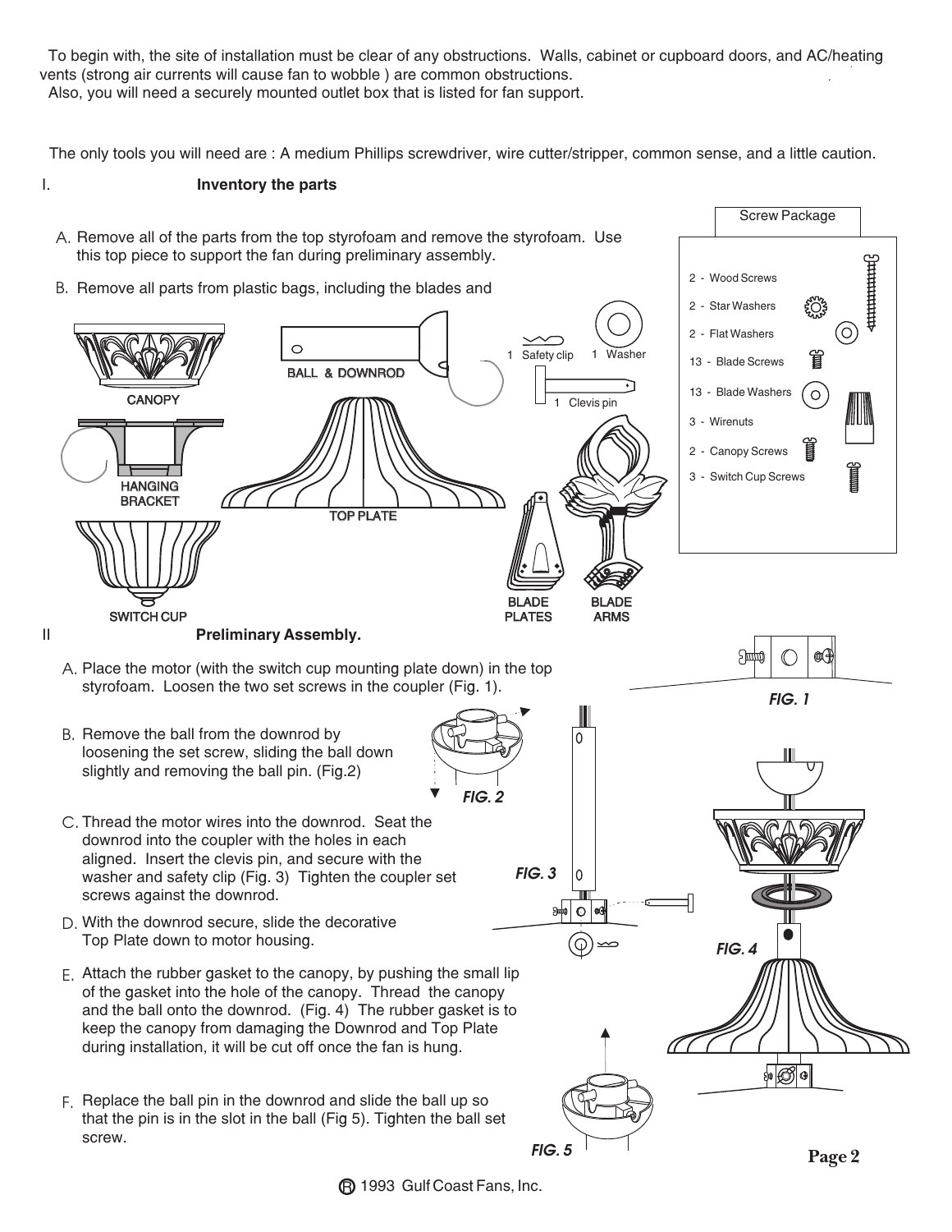To begin with, the site of installation must be clear of any obstructions. Walls, cabinet or cupboard doors, and AC/heating vents (strong air currents will cause fan to wobble ) are common obstructions.
Also, you will need a securely mounted outlet box that is listed for fan support.

The only tools you will need are : A medium Phillips screwdriver, wire cutter/stripper, common sense, and a little caution.

## I. Inventory the parts

A. Remove all of the parts from the top styrofoam and remove the styrofoam. Use this top piece to support the fan during preliminary assembly.

B. Remove all parts from plastic bags, including the blades and

CANOPY

HANGING BRACKET

SWITCH CUP

BALL & DOWNROD

TOP PLATE

1 Safety clip

1 Washer

1 Clevis pin

BLADE PLATES

BLADE ARMS

**Screw Package**

- 2 - Wood Screws
- 2 - Star Washers
- 2 - Flat Washers
- 13 - Blade Screws
- 13 - Blade Washers
- 3 - Wirenuts
- 2 - Canopy Screws
- 3 - Switch Cup Screws

## II Preliminary Assembly.

A. Place the motor (with the switch cup mounting plate down) in the top styrofoam. Loosen the two set screws in the coupler (Fig. 1).

*FIG. 1*

B. Remove the ball from the downrod by loosening the set screw, sliding the ball down slightly and removing the ball pin. (Fig.2)

*FIG. 2*

C. Thread the motor wires into the downrod. Seat the downrod into the coupler with the holes in each aligned. Insert the clevis pin, and secure with the washer and safety clip (Fig. 3) Tighten the coupler set screws against the downrod.

*FIG. 3*

D. With the downrod secure, slide the decorative Top Plate down to motor housing.

E. Attach the rubber gasket to the canopy, by pushing the small lip of the gasket into the hole of the canopy. Thread the canopy and the ball onto the downrod. (Fig. 4) The rubber gasket is to keep the canopy from damaging the Downrod and Top Plate during installation, it will be cut off once the fan is hung.

*FIG. 4*

F. Replace the ball pin in the downrod and slide the ball up so that the pin is in the slot in the ball (Fig 5). Tighten the ball set screw.

*FIG. 5*

® 1993 Gulf Coast Fans, Inc.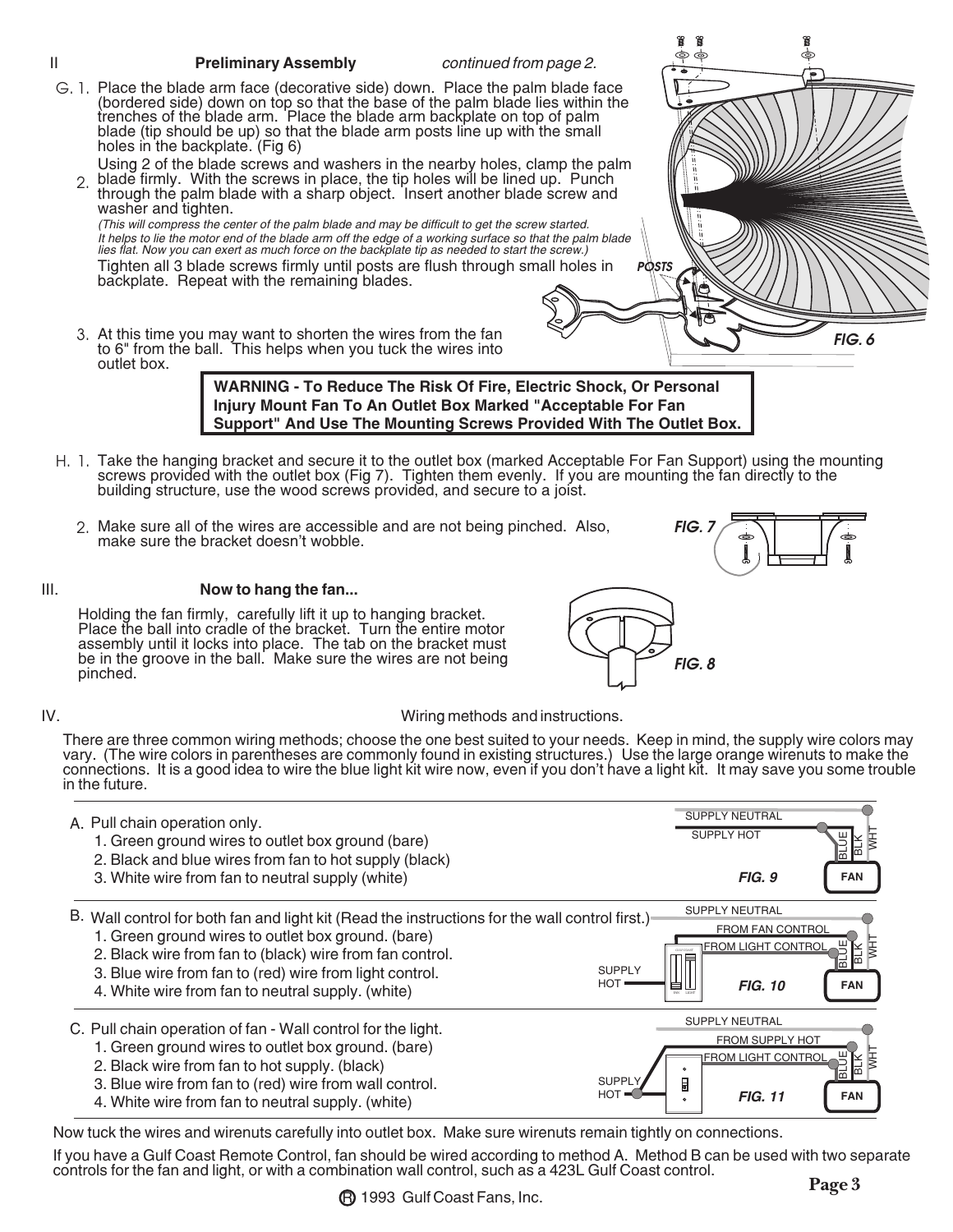## II Preliminary Assembly *continued from page 2.*

G. 1. Place the blade arm face (decorative side) down. Place the palm blade face (bordered side) down on top so that the base of the palm blade lies within the trenches of the blade arm. Place the blade arm backplate on top of palm blade (tip should be up) so that the blade arm posts line up with the small holes in the backplate. (Fig 6)

2. Using 2 of the blade screws and washers in the nearby holes, clamp the palm blade firmly. With the screws in place, the tip holes will be lined up. Punch through the palm blade with a sharp object. Insert another blade screw and washer and tighten.
*(This will compress the center of the palm blade and may be difficult to get the screw started. It helps to lie the motor end of the blade arm off the edge of a working surface so that the palm blade lies flat. Now you can exert as much force on the backplate tip as needed to start the screw.)*
Tighten all 3 blade screws firmly until posts are flush through small holes in backplate. Repeat with the remaining blades.

3. At this time you may want to shorten the wires from the fan to 6" from the ball. This helps when you tuck the wires into outlet box.

POSTS

FIG. 6

**WARNING - To Reduce The Risk Of Fire, Electric Shock, Or Personal Injury Mount Fan To An Outlet Box Marked "Acceptable For Fan Support" And Use The Mounting Screws Provided With The Outlet Box.**

H. 1. Take the hanging bracket and secure it to the outlet box (marked Acceptable For Fan Support) using the mounting screws provided with the outlet box (Fig 7). Tighten them evenly. If you are mounting the fan directly to the building structure, use the wood screws provided, and secure to a joist.

2. Make sure all of the wires are accessible and are not being pinched. Also, make sure the bracket doesn't wobble.

FIG. 7

## III. Now to hang the fan...

Holding the fan firmly, carefully lift it up to hanging bracket. Place the ball into cradle of the bracket. Turn the entire motor assembly until it locks into place. The tab on the bracket must be in the groove in the ball. Make sure the wires are not being pinched.

FIG. 8

## IV. Wiring methods and instructions.

There are three common wiring methods; choose the one best suited to your needs. Keep in mind, the supply wire colors may vary. (The wire colors in parentheses are commonly found in existing structures.) Use the large orange wirenuts to make the connections. It is a good idea to wire the blue light kit wire now, even if you don't have a light kit. It may save you some trouble in the future.

A. Pull chain operation only.
1. Green ground wires to outlet box ground (bare)
2. Black and blue wires from fan to hot supply (black)
3. White wire from fan to neutral supply (white)

SUPPLY NEUTRAL, SUPPLY HOT, BLUE, BLK, WHT, FAN

FIG. 9

B. Wall control for both fan and light kit (Read the instructions for the wall control first.)
1. Green ground wires to outlet box ground. (bare)
2. Black wire from fan to (black) wire from fan control.
3. Blue wire from fan to (red) wire from light control.
4. White wire from fan to neutral supply. (white)

SUPPLY NEUTRAL, FROM FAN CONTROL, FROM LIGHT CONTROL, SUPPLY HOT, BLUE, BLK, WHT, FAN

FIG. 10

C. Pull chain operation of fan - Wall control for the light.
1. Green ground wires to outlet box ground. (bare)
2. Black wire from fan to hot supply. (black)
3. Blue wire from fan to (red) wire from wall control.
4. White wire from fan to neutral supply. (white)

SUPPLY NEUTRAL, FROM SUPPLY HOT, FROM LIGHT CONTROL, SUPPLY HOT, BLUE, BLK, WHT, FAN

FIG. 11

Now tuck the wires and wirenuts carefully into outlet box. Make sure wirenuts remain tightly on connections.

If you have a Gulf Coast Remote Control, fan should be wired according to method A. Method B can be used with two separate controls for the fan and light, or with a combination wall control, such as a 423L Gulf Coast control.

® 1993 Gulf Coast Fans, Inc.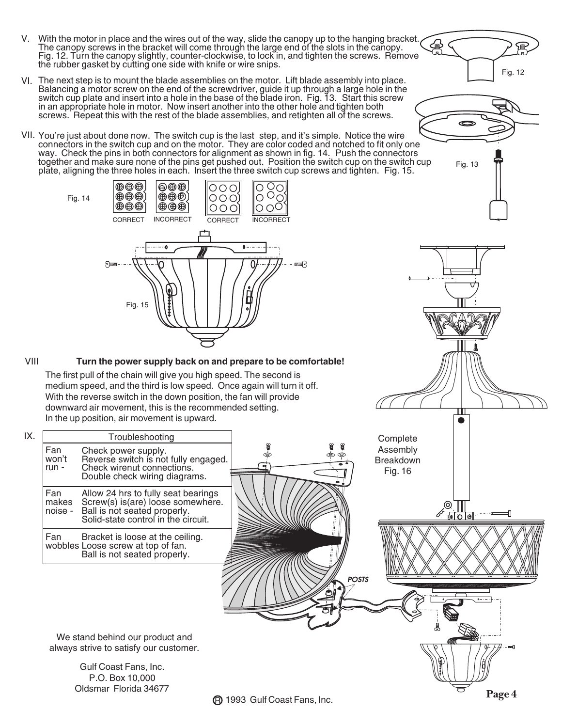V. With the motor in place and the wires out of the way, slide the canopy up to the hanging bracket. The canopy screws in the bracket will come through the large end of the slots in the canopy. Fig. 12. Turn the canopy slightly, counter-clockwise, to lock in, and tighten the screws. Remove the rubber gasket by cutting one side with knife or wire snips.

VI. The next step is to mount the blade assemblies on the motor. Lift blade assembly into place. Balancing a motor screw on the end of the screwdriver, guide it up through a large hole in the switch cup plate and insert into a hole in the base of the blade iron. Fig. 13. Start this screw in an appropriate hole in motor. Now insert another into the other hole and tighten both screws. Repeat this with the rest of the blade assemblies, and retighten all of the screws.

VII. You're just about done now. The switch cup is the last step, and it's simple. Notice the wire connectors in the switch cup and on the motor. They are color coded and notched to fit only one way. Check the pins in both connectors for alignment as shown in fig. 14. Push the connectors together and make sure none of the pins get pushed out. Position the switch cup on the switch cup plate, aligning the three holes in each. Insert the three switch cup screws and tighten. Fig. 15.

Fig. 12

Fig. 13

Fig. 14

CORRECT INCORRECT CORRECT INCORRECT

Fig. 15

VIII **Turn the power supply back on and prepare to be comfortable!**

The first pull of the chain will give you high speed. The second is medium speed, and the third is low speed. Once again will turn it off. With the reverse switch in the down position, the fan will provide downward air movement, this is the recommended setting. In the up position, air movement is upward.

IX.

| Troubleshooting | |
|---|---|
| Fan won't run - | Check power supply.<br>Reverse switch is not fully engaged.<br>Check wirenut connections.<br>Double check wiring diagrams. |
| Fan makes noise - | Allow 24 hrs to fully seat bearings<br>Screw(s) is(are) loose somewhere.<br>Ball is not seated properly.<br>Solid-state control in the circuit. |
| Fan wobbles | Bracket is loose at the ceiling.<br>Loose screw at top of fan.<br>Ball is not seated properly. |

Complete Assembly Breakdown Fig. 16

POSTS

We stand behind our product and always strive to satisfy our customer.

Gulf Coast Fans, Inc.
P.O. Box 10,000
Oldsmar Florida 34677

® 1993 Gulf Coast Fans, Inc.